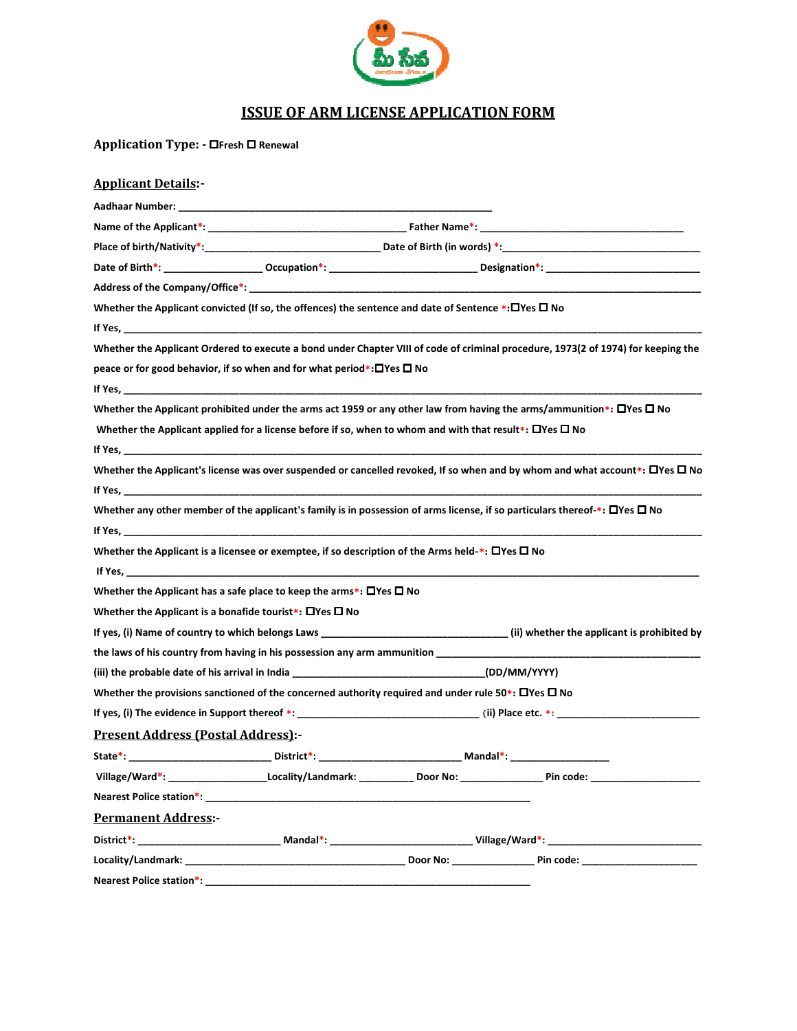# ISSUE OF ARM LICENSE APPLICATION FORM

**Application Type: -** ☐Fresh ☐ Renewal

## Applicant Details:-

**Aadhaar Number:** ____________________________________________________________

**Name of the Applicant*:** ____________________________________ **Father Name*:** _____________________________________

**Place of birth/Nativity*:** _______________________________ **Date of Birth (in words) *:** ____________________________________

**Date of Birth*:** __________________ **Occupation*:** ___________________________ **Designation*:** ____________________________

**Address of the Company/Office*:** _________________________________________________________________________________

**Whether the Applicant convicted (If so, the offences) the sentence and date of Sentence *:** ☐Yes ☐ No

**If Yes,** _____________________________________________________________________________________________________

**Whether the Applicant Ordered to execute a bond under Chapter VIII of code of criminal procedure, 1973(2 of 1974) for keeping the peace or for good behavior, if so when and for what period*:** ☐Yes ☐ No

**If Yes,** _____________________________________________________________________________________________________

**Whether the Applicant prohibited under the arms act 1959 or any other law from having the arms/ammunition*:** ☐Yes ☐ No

**Whether the Applicant applied for a license before if so, when to whom and with that result*:** ☐Yes ☐ No

**If Yes,** _____________________________________________________________________________________________________

**Whether the Applicant's license was over suspended or cancelled revoked, If so when and by whom and what account*:** ☐Yes ☐ No

**If Yes,** _____________________________________________________________________________________________________

**Whether any other member of the applicant's family is in possession of arms license, if so particulars thereof-*:** ☐Yes ☐ No

**If Yes,** _____________________________________________________________________________________________________

**Whether the Applicant is a licensee or exemptee, if so description of the Arms held-*:** ☐Yes ☐ No

**If Yes,** _____________________________________________________________________________________________________

**Whether the Applicant has a safe place to keep the arms*:** ☐Yes ☐ No

**Whether the Applicant is a bonafide tourist*:** ☐Yes ☐ No

**If yes, (i) Name of country to which belongs Laws** __________________________________ **(ii) whether the applicant is prohibited by the laws of his country from having in his possession any arm ammunition** _____________________________________________

**(iii) the probable date of his arrival in India** __________________________________**(DD/MM/YYYY)**

**Whether the provisions sanctioned of the concerned authority required and under rule 50*:** ☐Yes ☐ No

**If yes, (i) The evidence in Support thereof *:** _________________________________ **(ii) Place etc. *:** __________________________

## Present Address (Postal Address):-

**State*:** __________________________ **District*:** __________________________ **Mandal*:** __________________

**Village/Ward*:** __________________**Locality/Landmark:** __________ **Door No:** _______________ **Pin code:** ____________________

**Nearest Police station*:** ____________________________________________________________

## Permanent Address:-

**District*:** __________________________ **Mandal*:** __________________________ **Village/Ward*:** ____________________________

**Locality/Landmark:** ________________________________________ **Door No:** _______________ **Pin code:** _____________________

**Nearest Police station*:** ____________________________________________________________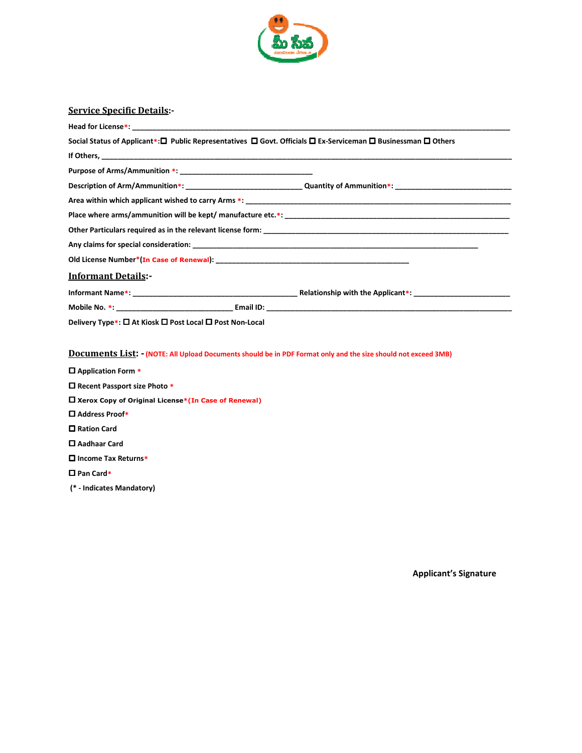## Service Specific Details:-

**Head for License*:** ________________________________________________

**Social Status of Applicant*:** ☐ Public Representatives ☐ Govt. Officials ☐ Ex-Serviceman ☐ Businessman ☐ Others

**If Others,** ________________________________________________

**Purpose of Arms/Ammunition *:** ________________________________

**Description of Arm/Ammunition*:** ____________________________ **Quantity of Ammunition*:** ____________________________

**Area within which applicant wished to carry Arms *:** ________________________________________________

**Place where arms/ammunition will be kept/ manufacture etc.*:** ________________________________________________

**Other Particulars required as in the relevant license form:** ________________________________________________

**Any claims for special consideration:** ________________________________________________

**Old License Number*(In Case of Renewal):** ________________________________________________

## Informant Details:-

**Informant Name*:** ________________________________________ **Relationship with the Applicant*:** ________________________

**Mobile No. *:** ____________________________ **Email ID:** ________________________________________________

**Delivery Type*:** ☐ At Kiosk ☐ Post Local ☐ Post Non-Local

## Documents List: - (NOTE: All Upload Documents should be in PDF Format only and the size should not exceed 3MB)

☐ Application Form *

☐ Recent Passport size Photo *

☐ Xerox Copy of Original License*(In Case of Renewal)

☐ Address Proof*

☐ Ration Card

☐ Aadhaar Card

☐ Income Tax Returns*

☐ Pan Card*

(* - Indicates Mandatory)

**Applicant's Signature**